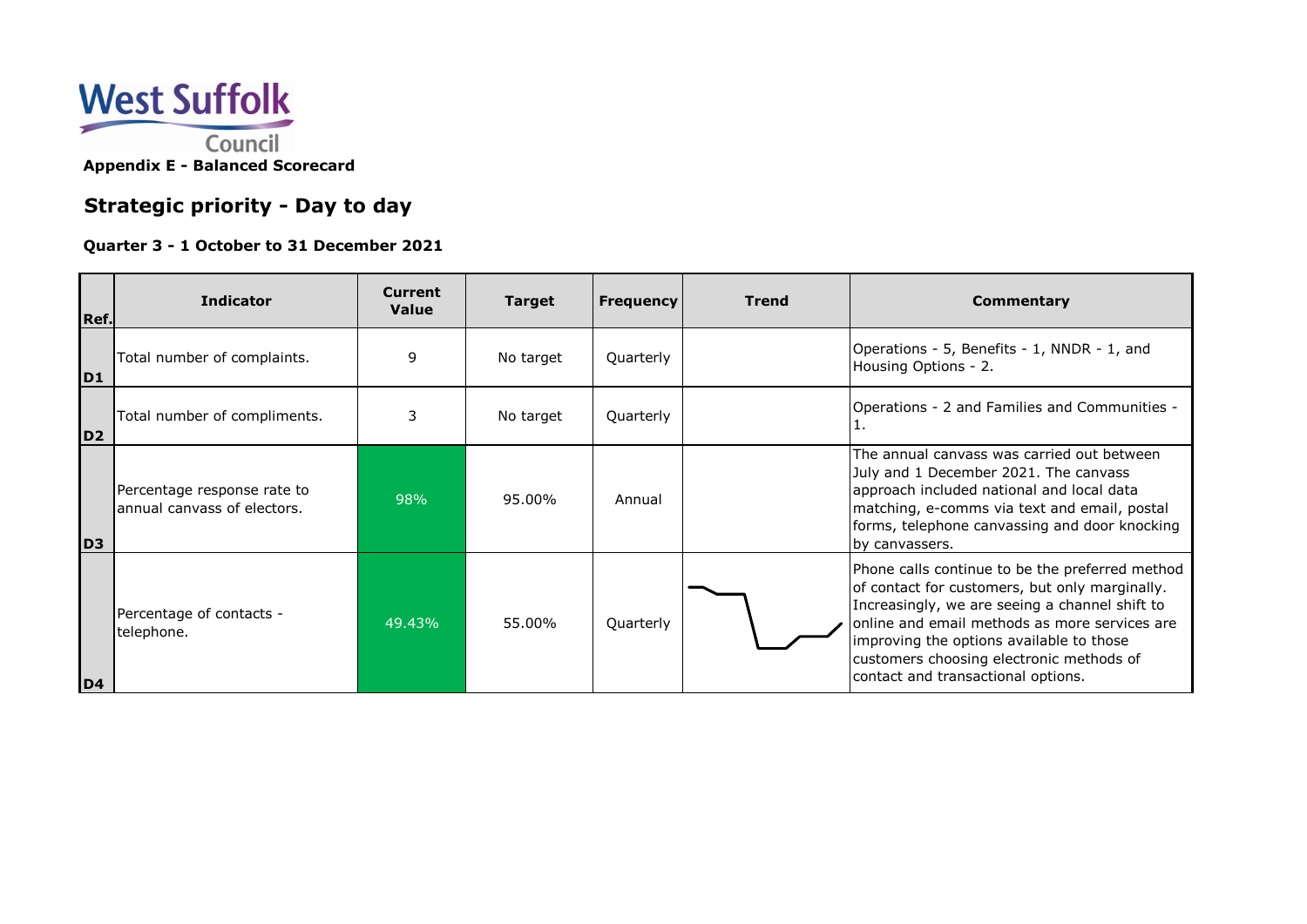West Suffolk Council

**Appendix E - Balanced Scorecard**

## Strategic priority - Day to day

**Quarter 3 - 1 October to 31 December 2021**

| Ref. | Indicator | Current Value | Target | Frequency | Trend | Commentary |
|---|---|---|---|---|---|---|
| D1 | Total number of complaints. | 9 | No target | Quarterly | | Operations - 5, Benefits - 1, NNDR - 1, and Housing Options - 2. |
| D2 | Total number of compliments. | 3 | No target | Quarterly | | Operations - 2 and Families and Communities - 1. |
| D3 | Percentage response rate to annual canvass of electors. | 98% | 95.00% | Annual | | The annual canvass was carried out between July and 1 December 2021. The canvass approach included national and local data matching, e-comms via text and email, postal forms, telephone canvassing and door knocking by canvassers. |
| D4 | Percentage of contacts - telephone. | 49.43% | 55.00% | Quarterly | | Phone calls continue to be the preferred method of contact for customers, but only marginally. Increasingly, we are seeing a channel shift to online and email methods as more services are improving the options available to those customers choosing electronic methods of contact and transactional options. |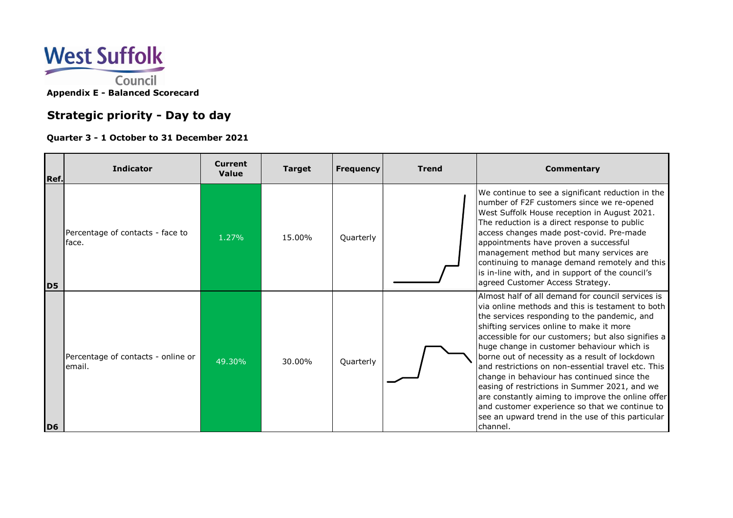West Suffolk Council

**Appendix E - Balanced Scorecard**

## Strategic priority - Day to day

**Quarter 3 - 1 October to 31 December 2021**

| Ref. | Indicator | Current Value | Target | Frequency | Trend | Commentary |
|---|---|---|---|---|---|---|
| D5 | Percentage of contacts - face to face. | 1.27% | 15.00% | Quarterly | | We continue to see a significant reduction in the number of F2F customers since we re-opened West Suffolk House reception in August 2021. The reduction is a direct response to public access changes made post-covid. Pre-made appointments have proven a successful management method but many services are continuing to manage demand remotely and this is in-line with, and in support of the council's agreed Customer Access Strategy. |
| D6 | Percentage of contacts - online or email. | 49.30% | 30.00% | Quarterly | | Almost half of all demand for council services is via online methods and this is testament to both the services responding to the pandemic, and shifting services online to make it more accessible for our customers; but also signifies a huge change in customer behaviour which is borne out of necessity as a result of lockdown and restrictions on non-essential travel etc. This change in behaviour has continued since the easing of restrictions in Summer 2021, and we are constantly aiming to improve the online offer and customer experience so that we continue to see an upward trend in the use of this particular channel. |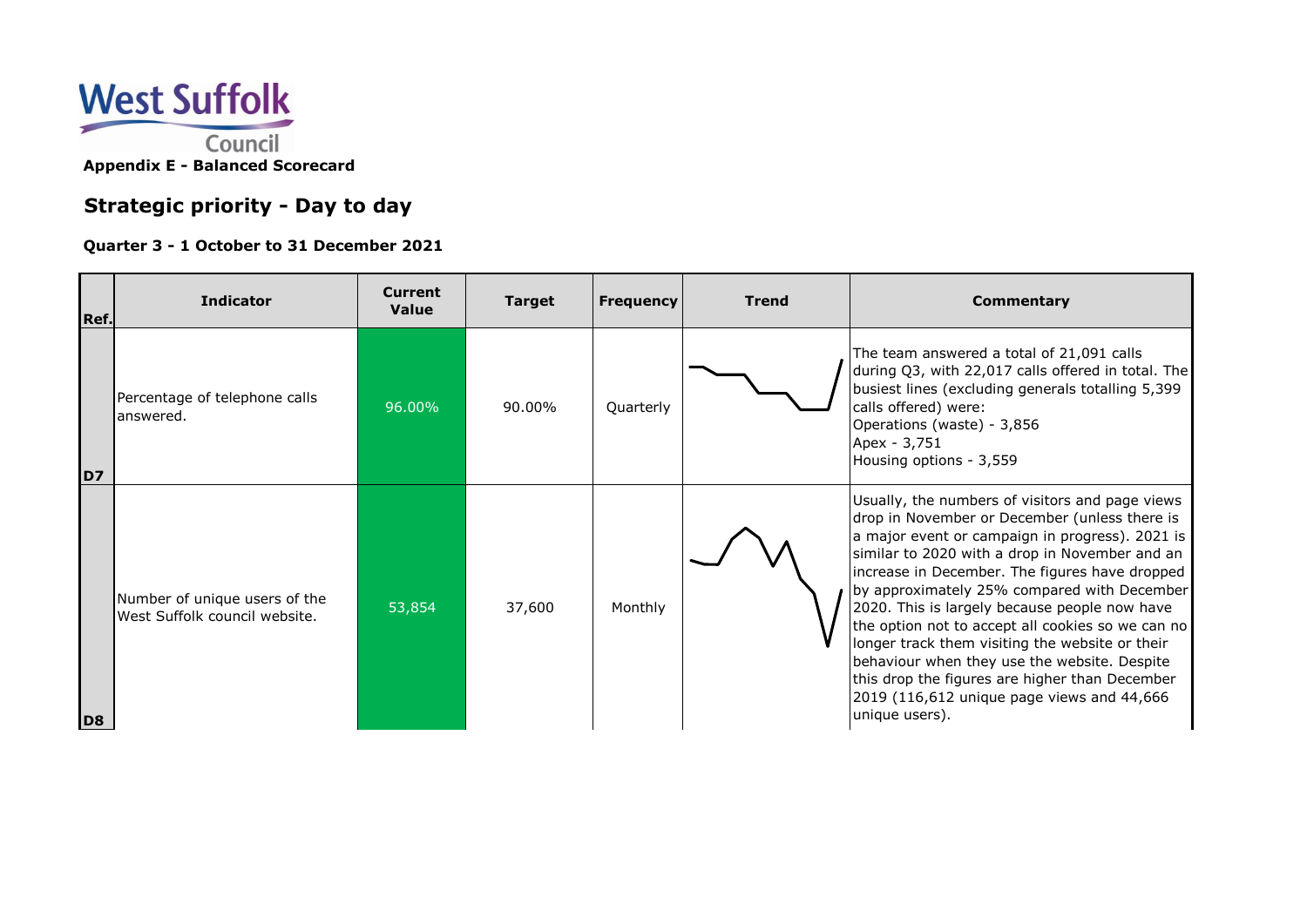West Suffolk Council

**Appendix E - Balanced Scorecard**

## Strategic priority - Day to day

**Quarter 3 - 1 October to 31 December 2021**

| Ref. | Indicator | Current Value | Target | Frequency | Trend | Commentary |
|---|---|---|---|---|---|---|
| D7 | Percentage of telephone calls answered. | 96.00% | 90.00% | Quarterly | | The team answered a total of 21,091 calls during Q3, with 22,017 calls offered in total. The busiest lines (excluding generals totalling 5,399 calls offered) were:<br>Operations (waste) - 3,856<br>Apex - 3,751<br>Housing options - 3,559 |
| D8 | Number of unique users of the West Suffolk council website. | 53,854 | 37,600 | Monthly | | Usually, the numbers of visitors and page views drop in November or December (unless there is a major event or campaign in progress). 2021 is similar to 2020 with a drop in November and an increase in December. The figures have dropped by approximately 25% compared with December 2020. This is largely because people now have the option not to accept all cookies so we can no longer track them visiting the website or their behaviour when they use the website. Despite this drop the figures are higher than December 2019 (116,612 unique page views and 44,666 unique users). |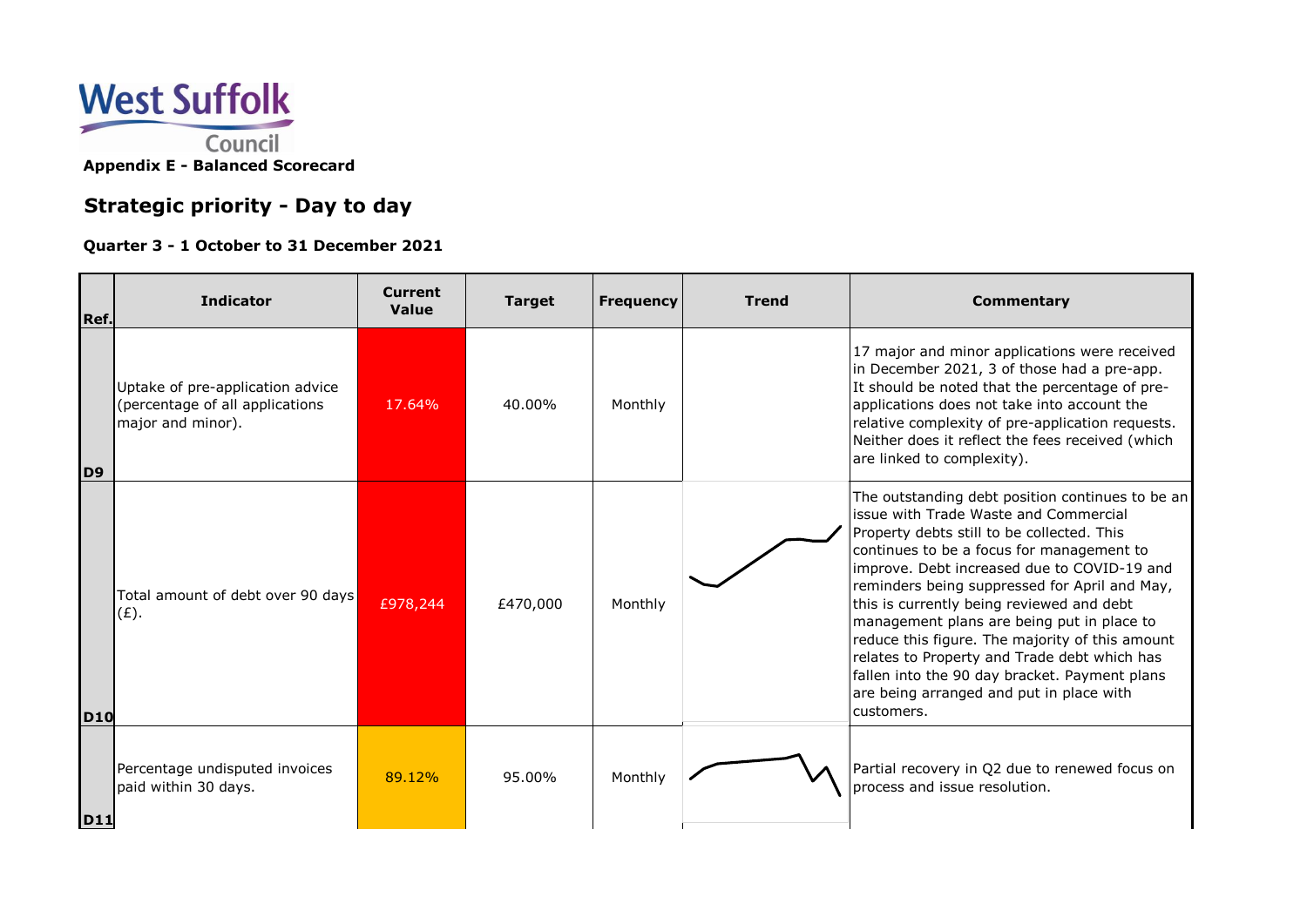West Suffolk Council

**Appendix E - Balanced Scorecard**

## Strategic priority - Day to day

**Quarter 3 - 1 October to 31 December 2021**

| Ref. | Indicator | Current Value | Target | Frequency | Trend | Commentary |
|---|---|---|---|---|---|---|
| D9 | Uptake of pre-application advice (percentage of all applications major and minor). | 17.64% | 40.00% | Monthly | | 17 major and minor applications were received in December 2021, 3 of those had a pre-app. It should be noted that the percentage of pre-applications does not take into account the relative complexity of pre-application requests. Neither does it reflect the fees received (which are linked to complexity). |
| D10 | Total amount of debt over 90 days (£). | £978,244 | £470,000 | Monthly | | The outstanding debt position continues to be an issue with Trade Waste and Commercial Property debts still to be collected. This continues to be a focus for management to improve. Debt increased due to COVID-19 and reminders being suppressed for April and May, this is currently being reviewed and debt management plans are being put in place to reduce this figure. The majority of this amount relates to Property and Trade debt which has fallen into the 90 day bracket. Payment plans are being arranged and put in place with customers. |
| D11 | Percentage undisputed invoices paid within 30 days. | 89.12% | 95.00% | Monthly | | Partial recovery in Q2 due to renewed focus on process and issue resolution. |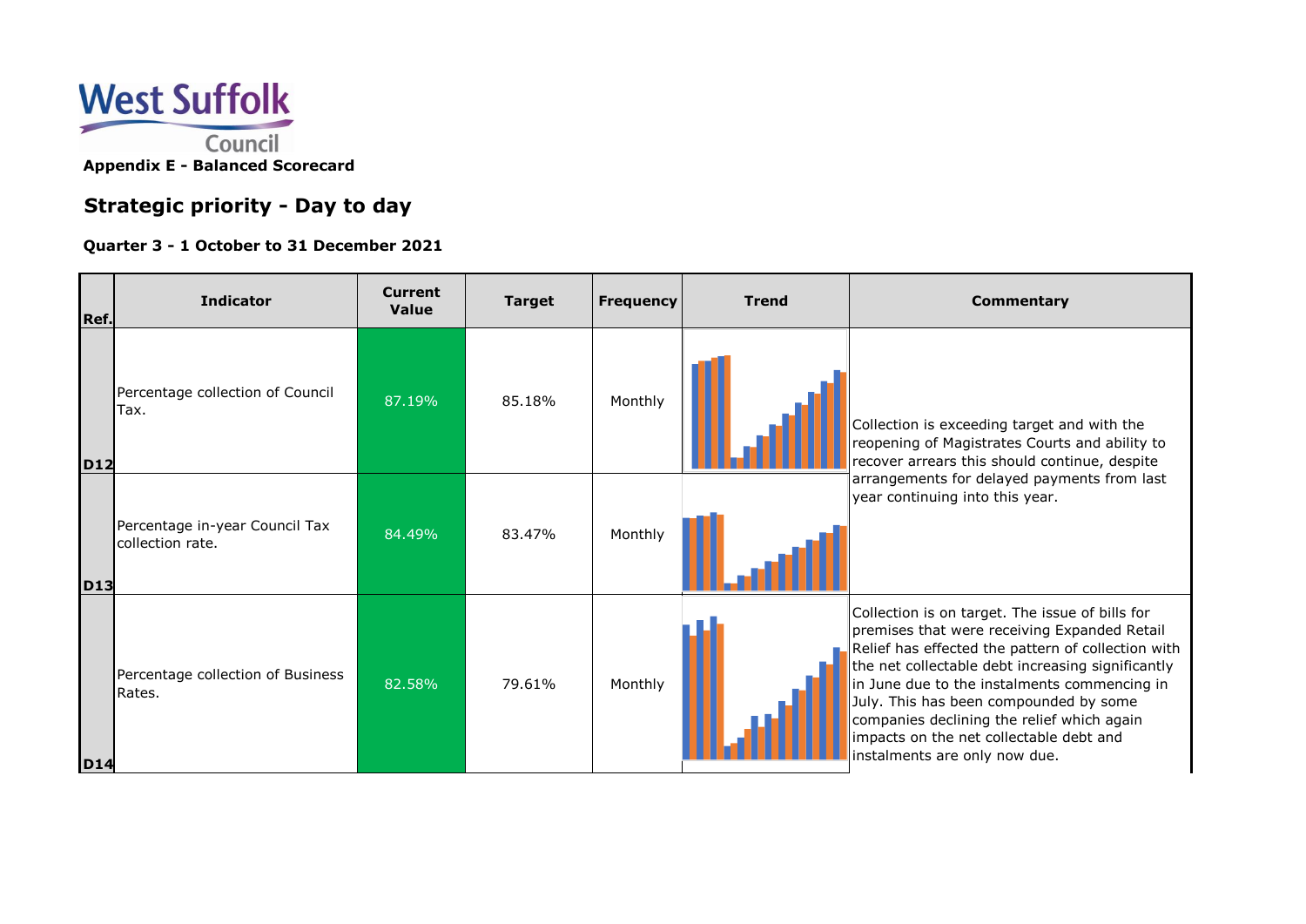West Suffolk Council

**Appendix E - Balanced Scorecard**

## Strategic priority - Day to day

**Quarter 3 - 1 October to 31 December 2021**

| Ref. | Indicator | Current Value | Target | Frequency | Trend | Commentary |
|---|---|---|---|---|---|---|
| D12 | Percentage collection of Council Tax. | 87.19% | 85.18% | Monthly | | Collection is exceeding target and with the reopening of Magistrates Courts and ability to recover arrears this should continue, despite arrangements for delayed payments from last year continuing into this year. |
| D13 | Percentage in-year Council Tax collection rate. | 84.49% | 83.47% | Monthly | | |
| D14 | Percentage collection of Business Rates. | 82.58% | 79.61% | Monthly | | Collection is on target. The issue of bills for premises that were receiving Expanded Retail Relief has effected the pattern of collection with the net collectable debt increasing significantly in June due to the instalments commencing in July. This has been compounded by some companies declining the relief which again impacts on the net collectable debt and instalments are only now due. |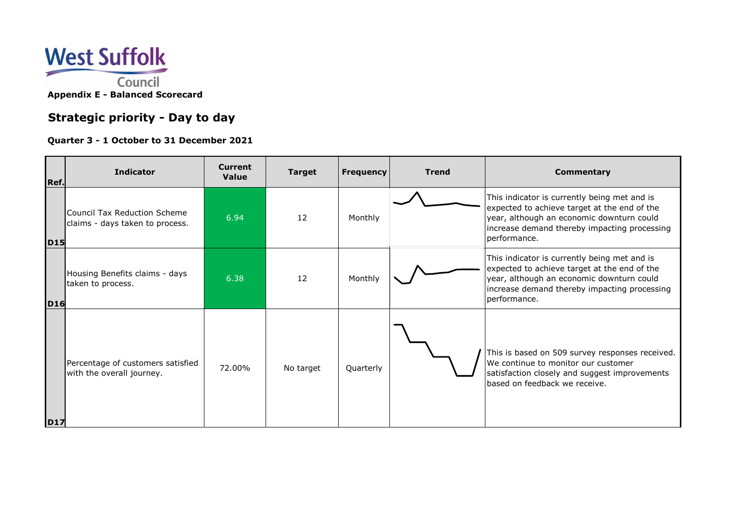West Suffolk Council

**Appendix E - Balanced Scorecard**

## Strategic priority - Day to day

**Quarter 3 - 1 October to 31 December 2021**

| Ref. | Indicator | Current Value | Target | Frequency | Trend | Commentary |
|---|---|---|---|---|---|---|
| D15 | Council Tax Reduction Scheme claims - days taken to process. | 6.94 | 12 | Monthly | | This indicator is currently being met and is expected to achieve target at the end of the year, although an economic downturn could increase demand thereby impacting processing performance. |
| D16 | Housing Benefits claims - days taken to process. | 6.38 | 12 | Monthly | | This indicator is currently being met and is expected to achieve target at the end of the year, although an economic downturn could increase demand thereby impacting processing performance. |
| D17 | Percentage of customers satisfied with the overall journey. | 72.00% | No target | Quarterly | | This is based on 509 survey responses received. We continue to monitor our customer satisfaction closely and suggest improvements based on feedback we receive. |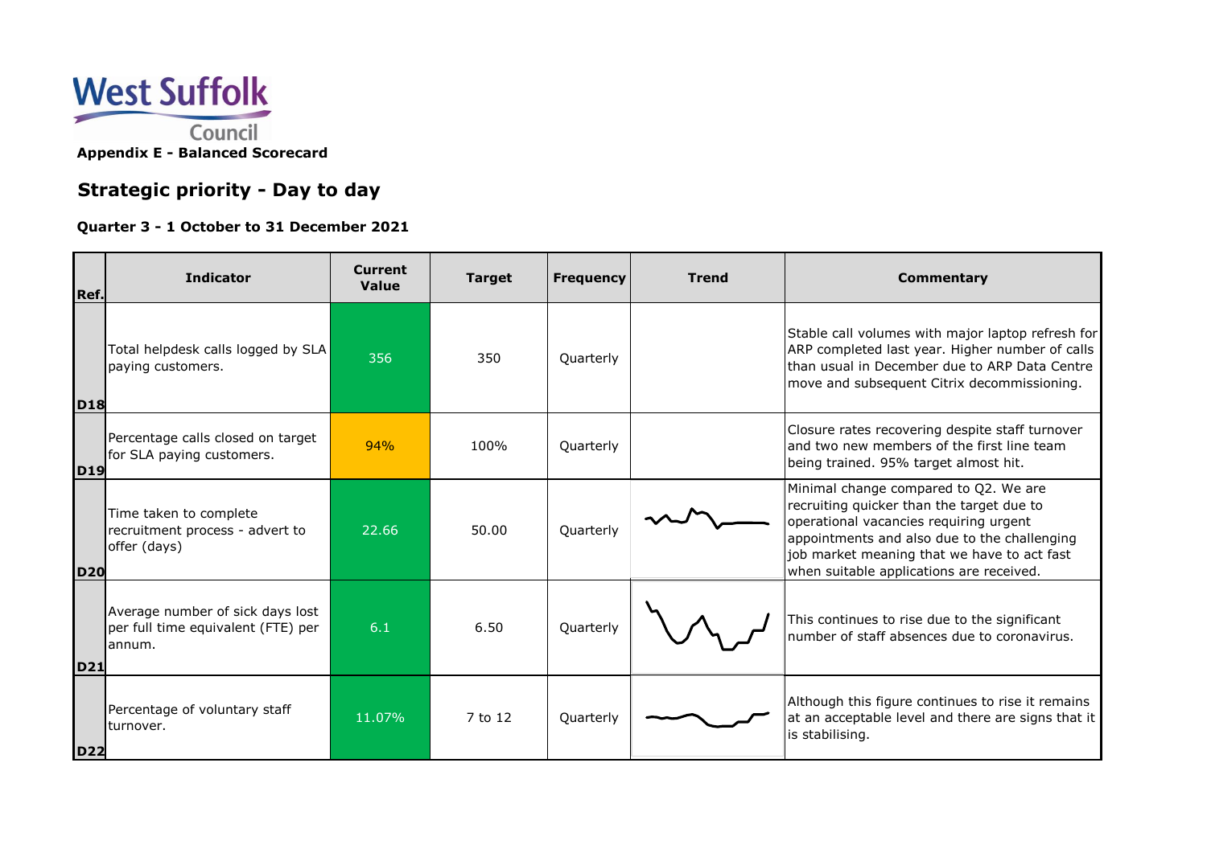West Suffolk Council

**Appendix E - Balanced Scorecard**

## Strategic priority - Day to day

**Quarter 3 - 1 October to 31 December 2021**

| Ref. | Indicator | Current Value | Target | Frequency | Trend | Commentary |
|---|---|---|---|---|---|---|
| D18 | Total helpdesk calls logged by SLA paying customers. | 356 | 350 | Quarterly | | Stable call volumes with major laptop refresh for ARP completed last year. Higher number of calls than usual in December due to ARP Data Centre move and subsequent Citrix decommissioning. |
| D19 | Percentage calls closed on target for SLA paying customers. | 94% | 100% | Quarterly | | Closure rates recovering despite staff turnover and two new members of the first line team being trained. 95% target almost hit. |
| D20 | Time taken to complete recruitment process - advert to offer (days) | 22.66 | 50.00 | Quarterly | | Minimal change compared to Q2. We are recruiting quicker than the target due to operational vacancies requiring urgent appointments and also due to the challenging job market meaning that we have to act fast when suitable applications are received. |
| D21 | Average number of sick days lost per full time equivalent (FTE) per annum. | 6.1 | 6.50 | Quarterly | | This continues to rise due to the significant number of staff absences due to coronavirus. |
| D22 | Percentage of voluntary staff turnover. | 11.07% | 7 to 12 | Quarterly | | Although this figure continues to rise it remains at an acceptable level and there are signs that it is stabilising. |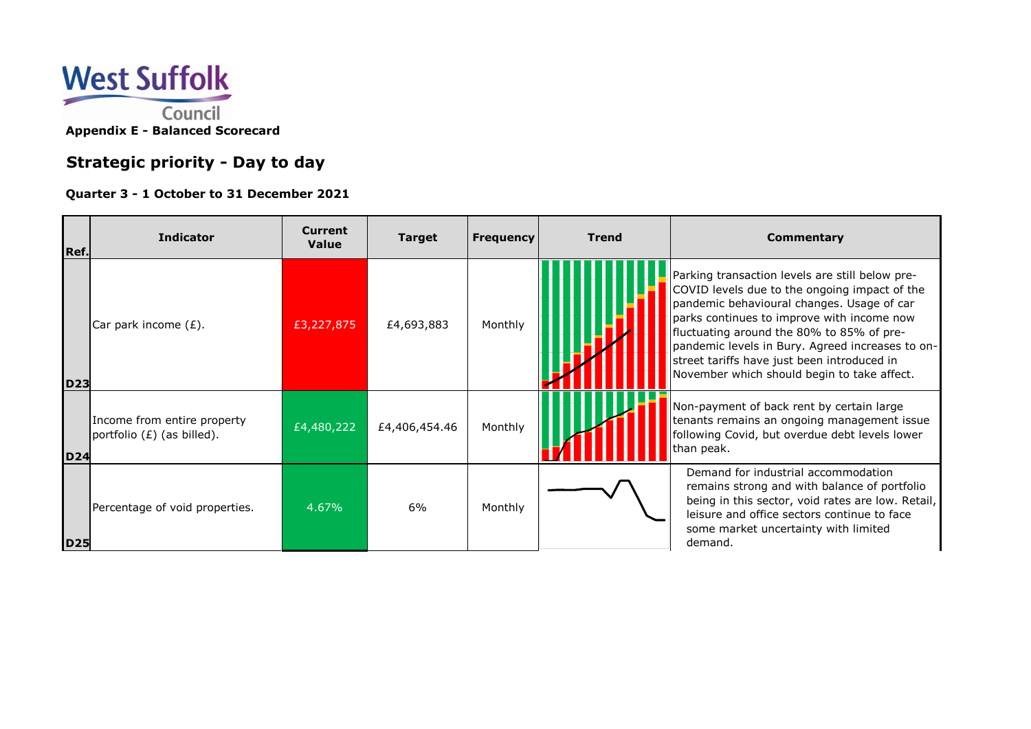West Suffolk Council

**Appendix E - Balanced Scorecard**

## Strategic priority - Day to day

**Quarter 3 - 1 October to 31 December 2021**

| Ref. | Indicator | Current Value | Target | Frequency | Trend | Commentary |
|---|---|---|---|---|---|---|
| D23 | Car park income (£). | £3,227,875 | £4,693,883 | Monthly | | Parking transaction levels are still below pre-COVID levels due to the ongoing impact of the pandemic behavioural changes. Usage of car parks continues to improve with income now fluctuating around the 80% to 85% of pre-pandemic levels in Bury. Agreed increases to on-street tariffs have just been introduced in November which should begin to take affect. |
| D24 | Income from entire property portfolio (£) (as billed). | £4,480,222 | £4,406,454.46 | Monthly | | Non-payment of back rent by certain large tenants remains an ongoing management issue following Covid, but overdue debt levels lower than peak. |
| D25 | Percentage of void properties. | 4.67% | 6% | Monthly | | Demand for industrial accommodation remains strong and with balance of portfolio being in this sector, void rates are low. Retail, leisure and office sectors continue to face some market uncertainty with limited demand. |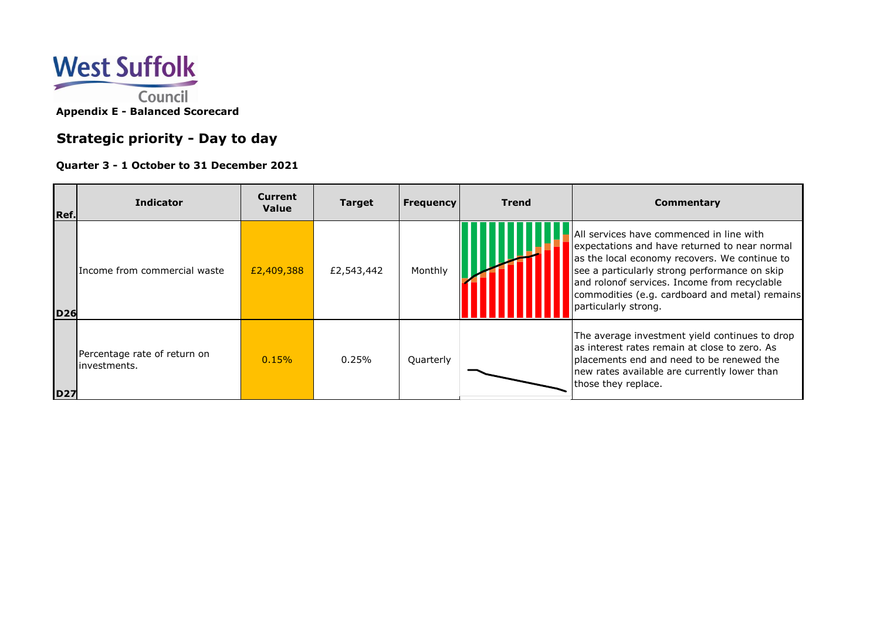West Suffolk Council

**Appendix E - Balanced Scorecard**

## Strategic priority - Day to day

**Quarter 3 - 1 October to 31 December 2021**

| Ref. | Indicator | Current Value | Target | Frequency | Trend | Commentary |
|---|---|---|---|---|---|---|
| D26 | Income from commercial waste | £2,409,388 | £2,543,442 | Monthly | | All services have commenced in line with expectations and have returned to near normal as the local economy recovers. We continue to see a particularly strong performance on skip and rolonof services. Income from recyclable commodities (e.g. cardboard and metal) remains particularly strong. |
| D27 | Percentage rate of return on investments. | 0.15% | 0.25% | Quarterly | | The average investment yield continues to drop as interest rates remain at close to zero. As placements end and need to be renewed the new rates available are currently lower than those they replace. |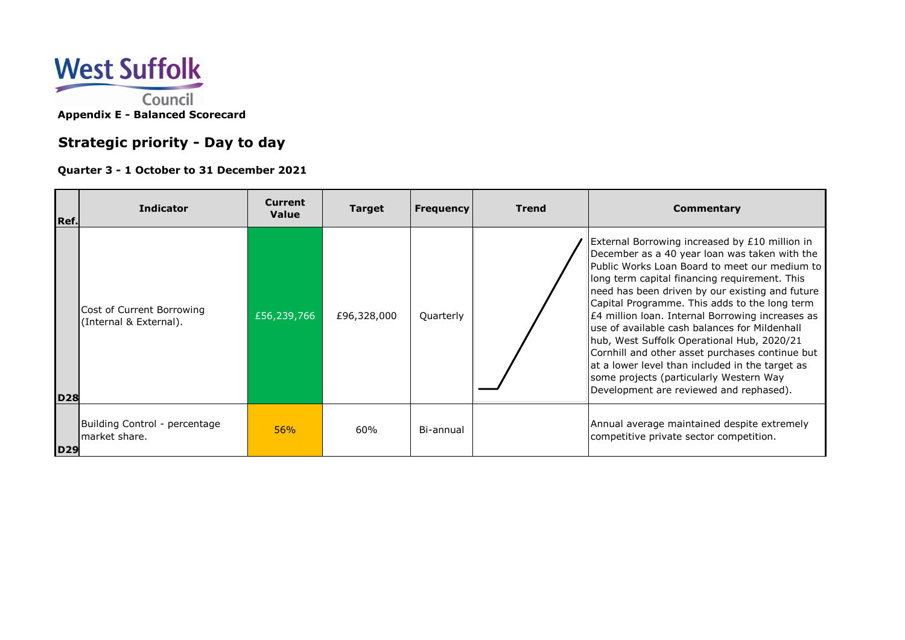West Suffolk Council

**Appendix E - Balanced Scorecard**

## Strategic priority - Day to day

**Quarter 3 - 1 October to 31 December 2021**

| Ref. | Indicator | Current Value | Target | Frequency | Trend | Commentary |
|---|---|---|---|---|---|---|
| D28 | Cost of Current Borrowing (Internal & External). | £56,239,766 | £96,328,000 | Quarterly | | External Borrowing increased by £10 million in December as a 40 year loan was taken with the Public Works Loan Board to meet our medium to long term capital financing requirement. This need has been driven by our existing and future Capital Programme. This adds to the long term £4 million loan. Internal Borrowing increases as use of available cash balances for Mildenhall hub, West Suffolk Operational Hub, 2020/21 Cornhill and other asset purchases continue but at a lower level than included in the target as some projects (particularly Western Way Development are reviewed and rephased). |
| D29 | Building Control - percentage market share. | 56% | 60% | Bi-annual | | Annual average maintained despite extremely competitive private sector competition. |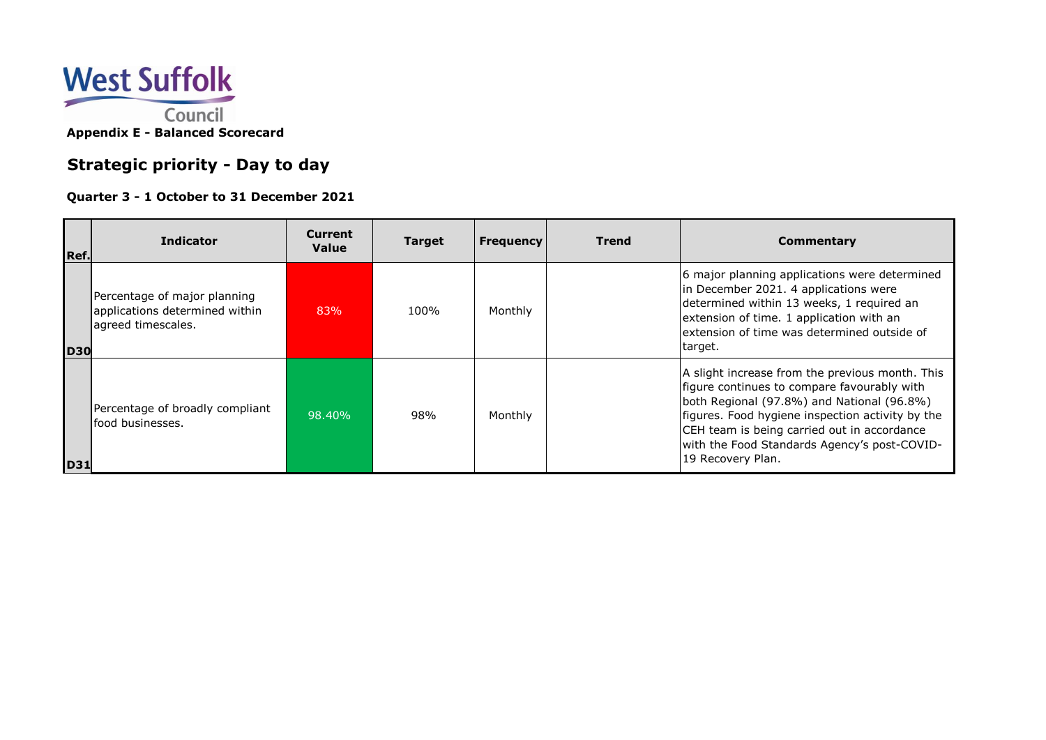West Suffolk Council

**Appendix E - Balanced Scorecard**

## Strategic priority - Day to day

**Quarter 3 - 1 October to 31 December 2021**

| Ref. | Indicator | Current Value | Target | Frequency | Trend | Commentary |
|---|---|---|---|---|---|---|
| D30 | Percentage of major planning applications determined within agreed timescales. | 83% | 100% | Monthly | | 6 major planning applications were determined in December 2021. 4 applications were determined within 13 weeks, 1 required an extension of time. 1 application with an extension of time was determined outside of target. |
| D31 | Percentage of broadly compliant food businesses. | 98.40% | 98% | Monthly | | A slight increase from the previous month. This figure continues to compare favourably with both Regional (97.8%) and National (96.8%) figures. Food hygiene inspection activity by the CEH team is being carried out in accordance with the Food Standards Agency's post-COVID-19 Recovery Plan. |